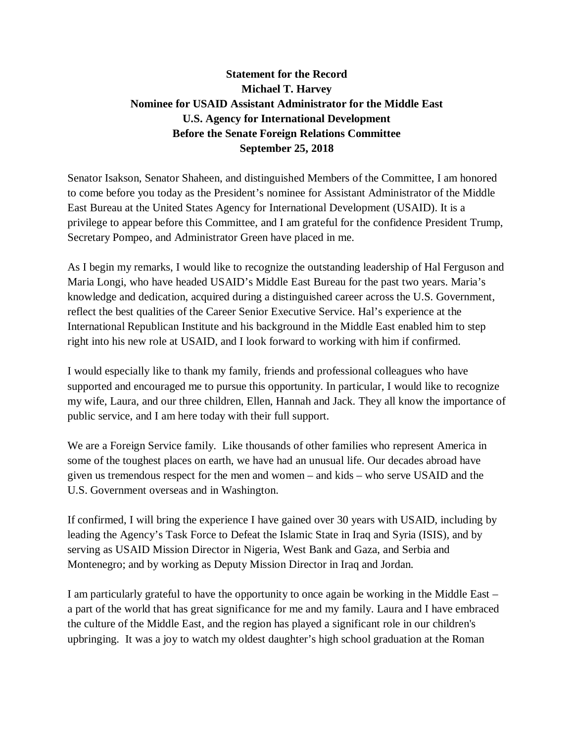**Statement for the Record**
**Michael T. Harvey**
**Nominee for USAID Assistant Administrator for the Middle East**
**U.S. Agency for International Development**
**Before the Senate Foreign Relations Committee**
**September 25, 2018**

Senator Isakson, Senator Shaheen, and distinguished Members of the Committee, I am honored to come before you today as the President's nominee for Assistant Administrator of the Middle East Bureau at the United States Agency for International Development (USAID). It is a privilege to appear before this Committee, and I am grateful for the confidence President Trump, Secretary Pompeo, and Administrator Green have placed in me.

As I begin my remarks, I would like to recognize the outstanding leadership of Hal Ferguson and Maria Longi, who have headed USAID's Middle East Bureau for the past two years. Maria's knowledge and dedication, acquired during a distinguished career across the U.S. Government, reflect the best qualities of the Career Senior Executive Service. Hal's experience at the International Republican Institute and his background in the Middle East enabled him to step right into his new role at USAID, and I look forward to working with him if confirmed.

I would especially like to thank my family, friends and professional colleagues who have supported and encouraged me to pursue this opportunity. In particular, I would like to recognize my wife, Laura, and our three children, Ellen, Hannah and Jack. They all know the importance of public service, and I am here today with their full support.

We are a Foreign Service family. Like thousands of other families who represent America in some of the toughest places on earth, we have had an unusual life. Our decades abroad have given us tremendous respect for the men and women – and kids – who serve USAID and the U.S. Government overseas and in Washington.

If confirmed, I will bring the experience I have gained over 30 years with USAID, including by leading the Agency's Task Force to Defeat the Islamic State in Iraq and Syria (ISIS), and by serving as USAID Mission Director in Nigeria, West Bank and Gaza, and Serbia and Montenegro; and by working as Deputy Mission Director in Iraq and Jordan.

I am particularly grateful to have the opportunity to once again be working in the Middle East – a part of the world that has great significance for me and my family. Laura and I have embraced the culture of the Middle East, and the region has played a significant role in our children's upbringing. It was a joy to watch my oldest daughter's high school graduation at the Roman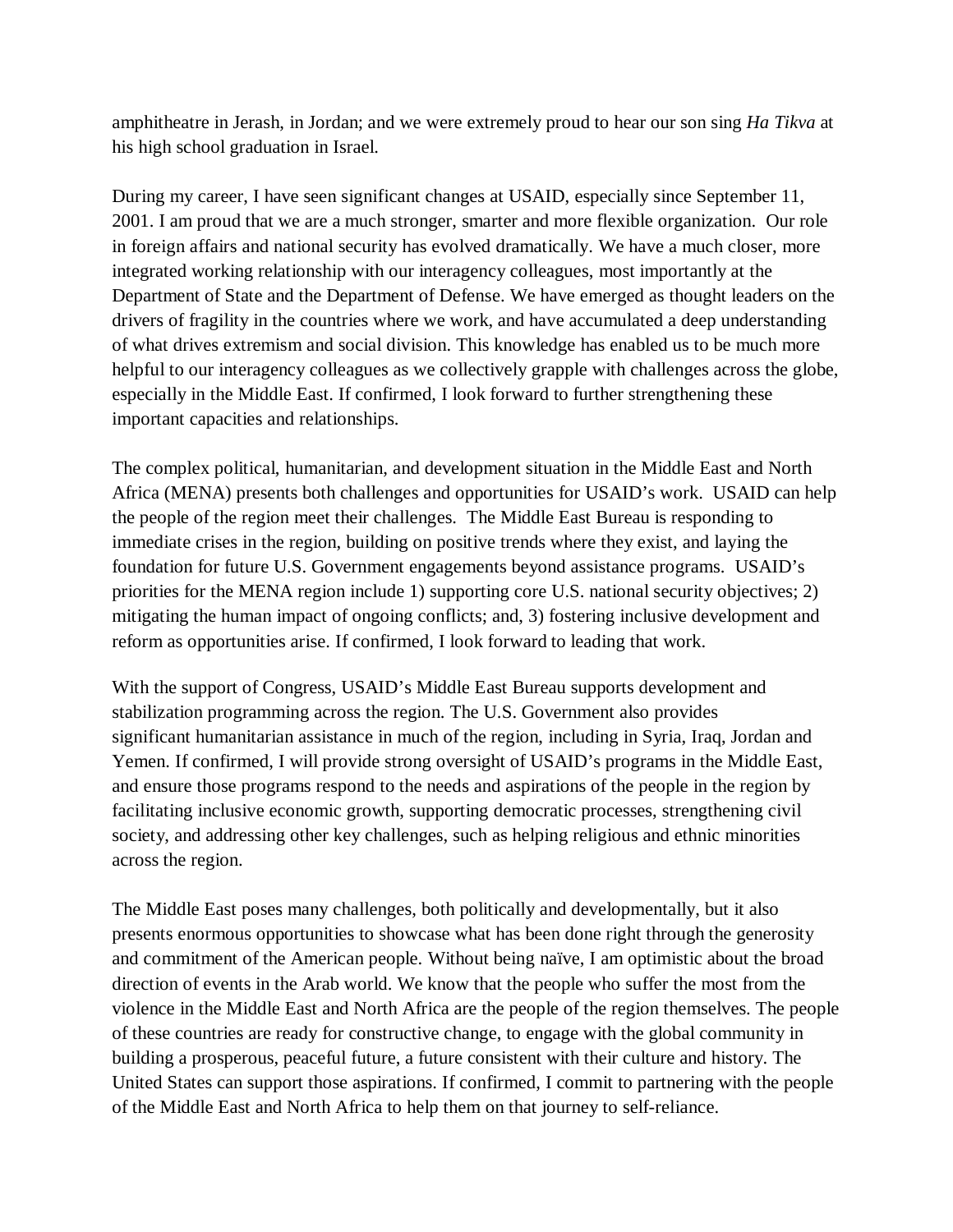amphitheatre in Jerash, in Jordan; and we were extremely proud to hear our son sing *Ha Tikva* at his high school graduation in Israel.

During my career, I have seen significant changes at USAID, especially since September 11, 2001. I am proud that we are a much stronger, smarter and more flexible organization. Our role in foreign affairs and national security has evolved dramatically. We have a much closer, more integrated working relationship with our interagency colleagues, most importantly at the Department of State and the Department of Defense. We have emerged as thought leaders on the drivers of fragility in the countries where we work, and have accumulated a deep understanding of what drives extremism and social division. This knowledge has enabled us to be much more helpful to our interagency colleagues as we collectively grapple with challenges across the globe, especially in the Middle East. If confirmed, I look forward to further strengthening these important capacities and relationships.

The complex political, humanitarian, and development situation in the Middle East and North Africa (MENA) presents both challenges and opportunities for USAID's work. USAID can help the people of the region meet their challenges. The Middle East Bureau is responding to immediate crises in the region, building on positive trends where they exist, and laying the foundation for future U.S. Government engagements beyond assistance programs. USAID's priorities for the MENA region include 1) supporting core U.S. national security objectives; 2) mitigating the human impact of ongoing conflicts; and, 3) fostering inclusive development and reform as opportunities arise. If confirmed, I look forward to leading that work.

With the support of Congress, USAID's Middle East Bureau supports development and stabilization programming across the region. The U.S. Government also provides significant humanitarian assistance in much of the region, including in Syria, Iraq, Jordan and Yemen. If confirmed, I will provide strong oversight of USAID's programs in the Middle East, and ensure those programs respond to the needs and aspirations of the people in the region by facilitating inclusive economic growth, supporting democratic processes, strengthening civil society, and addressing other key challenges, such as helping religious and ethnic minorities across the region.

The Middle East poses many challenges, both politically and developmentally, but it also presents enormous opportunities to showcase what has been done right through the generosity and commitment of the American people. Without being naïve, I am optimistic about the broad direction of events in the Arab world. We know that the people who suffer the most from the violence in the Middle East and North Africa are the people of the region themselves. The people of these countries are ready for constructive change, to engage with the global community in building a prosperous, peaceful future, a future consistent with their culture and history. The United States can support those aspirations. If confirmed, I commit to partnering with the people of the Middle East and North Africa to help them on that journey to self-reliance.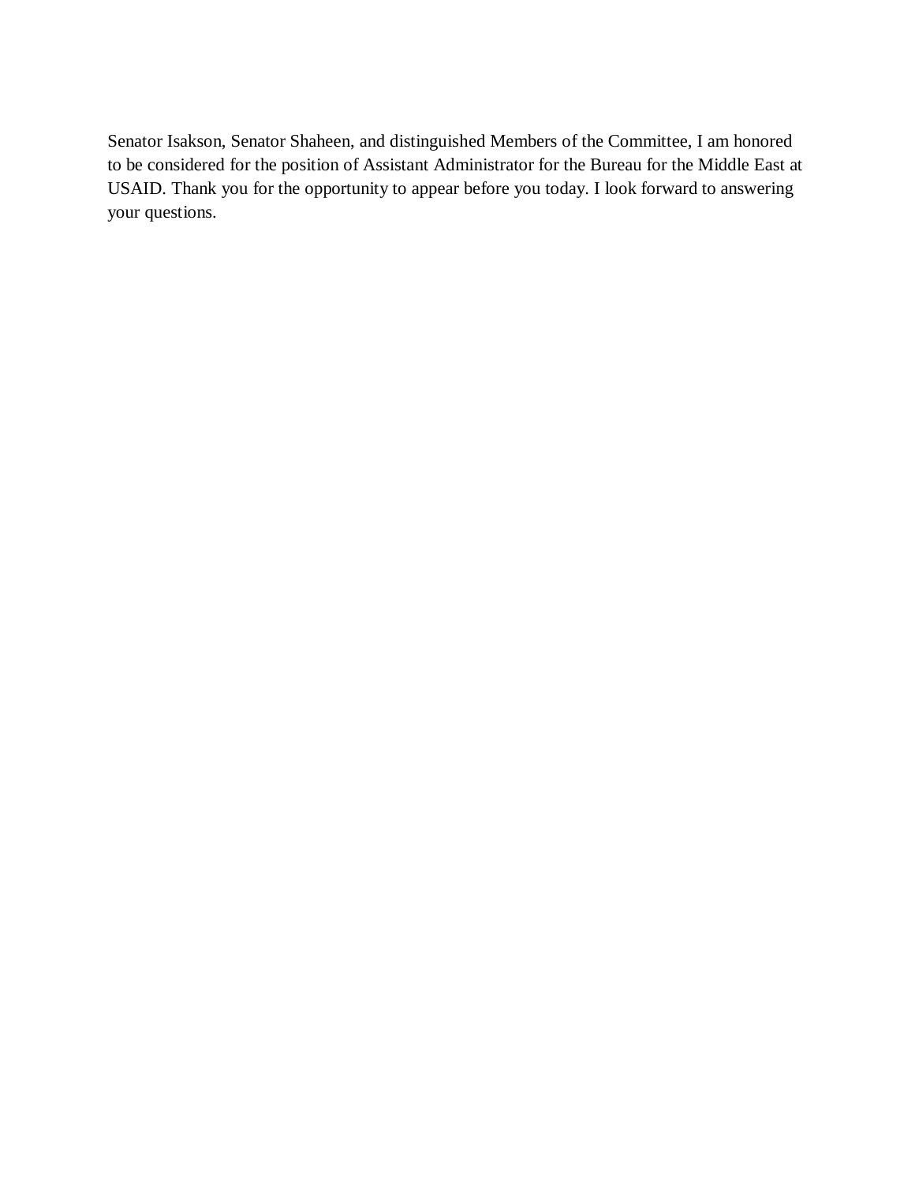Senator Isakson, Senator Shaheen, and distinguished Members of the Committee, I am honored to be considered for the position of Assistant Administrator for the Bureau for the Middle East at USAID. Thank you for the opportunity to appear before you today. I look forward to answering your questions.